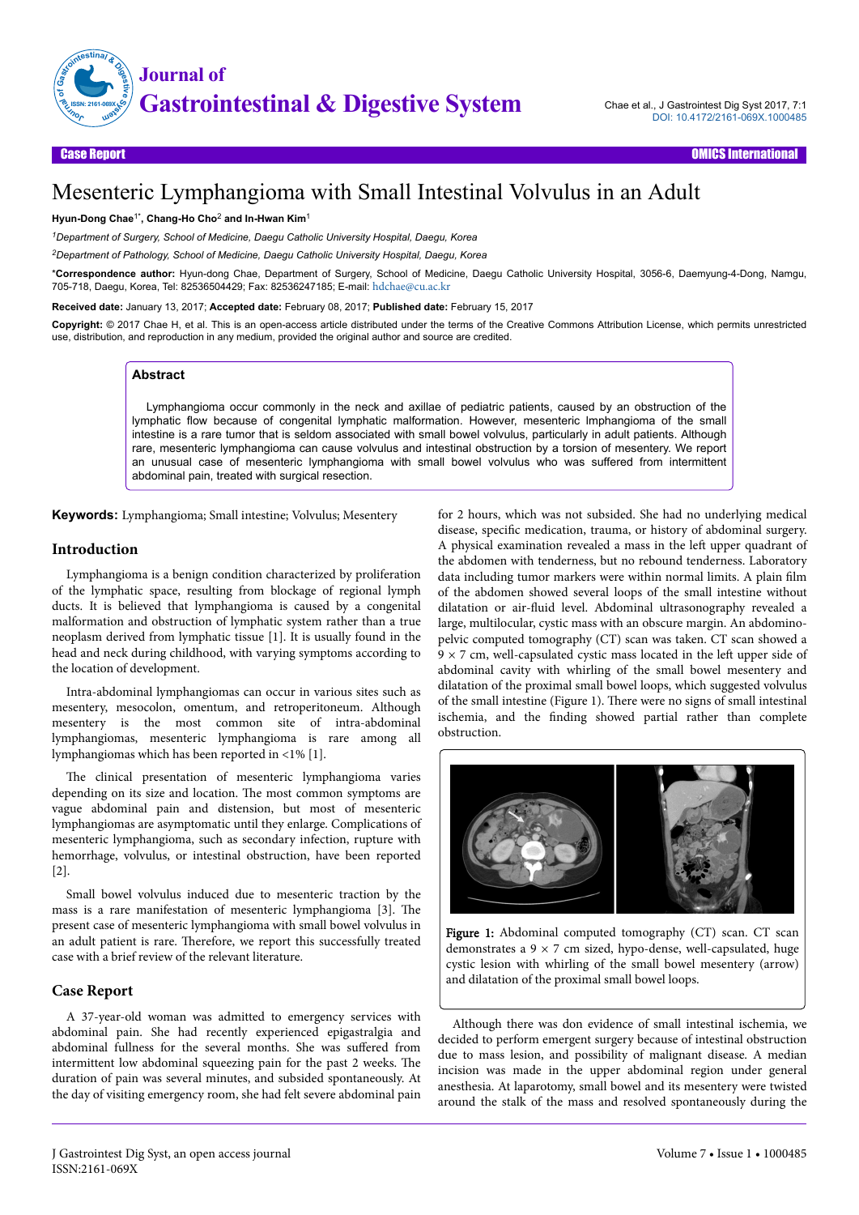Case Report

# Mesenteric Lymphangioma with Small Intestinal Volvulus in an Adult

**Hyun-Dong Chae**[1*], **Chang-Ho Cho**[2] **and In-Hwan Kim**[1]

[1]*Department of Surgery, School of Medicine, Daegu Catholic University Hospital, Daegu, Korea*

[2]*Department of Pathology, School of Medicine, Daegu Catholic University Hospital, Daegu, Korea*

\***Correspondence author:** Hyun-dong Chae, Department of Surgery, School of Medicine, Daegu Catholic University Hospital, 3056-6, Daemyung-4-Dong, Namgu, 705-718, Daegu, Korea, Tel: 82536504429; Fax: 82536247185; E-mail: hdchae@cu.ac.kr

**Received date:** January 13, 2017; **Accepted date:** February 08, 2017; **Published date:** February 15, 2017

**Copyright:** © 2017 Chae H, et al. This is an open-access article distributed under the terms of the Creative Commons Attribution License, which permits unrestricted use, distribution, and reproduction in any medium, provided the original author and source are credited.

## Abstract

Lymphangioma occur commonly in the neck and axillae of pediatric patients, caused by an obstruction of the lymphatic flow because of congenital lymphatic malformation. However, mesenteric lmphangioma of the small intestine is a rare tumor that is seldom associated with small bowel volvulus, particularly in adult patients. Although rare, mesenteric lymphangioma can cause volvulus and intestinal obstruction by a torsion of mesentery. We report an unusual case of mesenteric lymphangioma with small bowel volvulus who was suffered from intermittent abdominal pain, treated with surgical resection.

**Keywords:** Lymphangioma; Small intestine; Volvulus; Mesentery

## Introduction

Lymphangioma is a benign condition characterized by proliferation of the lymphatic space, resulting from blockage of regional lymph ducts. It is believed that lymphangioma is caused by a congenital malformation and obstruction of lymphatic system rather than a true neoplasm derived from lymphatic tissue [1]. It is usually found in the head and neck during childhood, with varying symptoms according to the location of development.

Intra-abdominal lymphangiomas can occur in various sites such as mesentery, mesocolon, omentum, and retroperitoneum. Although mesentery is the most common site of intra-abdominal lymphangiomas, mesenteric lymphangioma is rare among all lymphangiomas which has been reported in <1% [1].

The clinical presentation of mesenteric lymphangioma varies depending on its size and location. The most common symptoms are vague abdominal pain and distension, but most of mesenteric lymphangiomas are asymptomatic until they enlarge. Complications of mesenteric lymphangioma, such as secondary infection, rupture with hemorrhage, volvulus, or intestinal obstruction, have been reported [2].

Small bowel volvulus induced due to mesenteric traction by the mass is a rare manifestation of mesenteric lymphangioma [3]. The present case of mesenteric lymphangioma with small bowel volvulus in an adult patient is rare. Therefore, we report this successfully treated case with a brief review of the relevant literature.

## Case Report

A 37-year-old woman was admitted to emergency services with abdominal pain. She had recently experienced epigastralgia and abdominal fullness for the several months. She was suffered from intermittent low abdominal squeezing pain for the past 2 weeks. The duration of pain was several minutes, and subsided spontaneously. At the day of visiting emergency room, she had felt severe abdominal pain for 2 hours, which was not subsided. She had no underlying medical disease, specific medication, trauma, or history of abdominal surgery. A physical examination revealed a mass in the left upper quadrant of the abdomen with tenderness, but no rebound tenderness. Laboratory data including tumor markers were within normal limits. A plain film of the abdomen showed several loops of the small intestine without dilatation or air-fluid level. Abdominal ultrasonography revealed a large, multilocular, cystic mass with an obscure margin. An abdomino-pelvic computed tomography (CT) scan was taken. CT scan showed a 9 × 7 cm, well-capsulated cystic mass located in the left upper side of abdominal cavity with whirling of the small bowel mesentery and dilatation of the proximal small bowel loops, which suggested volvulus of the small intestine (Figure 1). There were no signs of small intestinal ischemia, and the finding showed partial rather than complete obstruction.

Figure 1: Abdominal computed tomography (CT) scan. CT scan demonstrates a 9 × 7 cm sized, hypo-dense, well-capsulated, huge cystic lesion with whirling of the small bowel mesentery (arrow) and dilatation of the proximal small bowel loops.

Although there was don evidence of small intestinal ischemia, we decided to perform emergent surgery because of intestinal obstruction due to mass lesion, and possibility of malignant disease. A median incision was made in the upper abdominal region under general anesthesia. At laparotomy, small bowel and its mesentery were twisted around the stalk of the mass and resolved spontaneously during the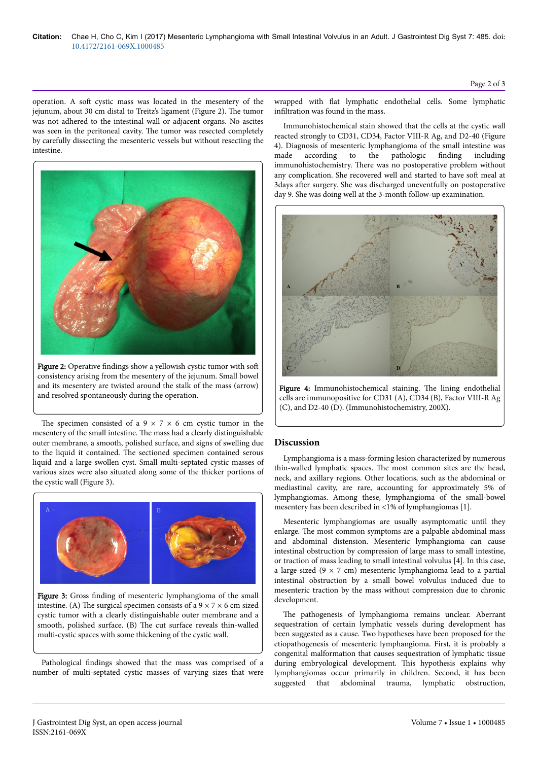operation. A soft cystic mass was located in the mesentery of the jejunum, about 30 cm distal to Treitz's ligament (Figure 2). The tumor was not adhered to the intestinal wall or adjacent organs. No ascites was seen in the peritoneal cavity. The tumor was resected completely by carefully dissecting the mesenteric vessels but without resecting the intestine.

**Figure 2:** Operative findings show a yellowish cystic tumor with soft consistency arising from the mesentery of the jejunum. Small bowel and its mesentery are twisted around the stalk of the mass (arrow) and resolved spontaneously during the operation.

The specimen consisted of a 9 × 7 × 6 cm cystic tumor in the mesentery of the small intestine. The mass had a clearly distinguishable outer membrane, a smooth, polished surface, and signs of swelling due to the liquid it contained. The sectioned specimen contained serous liquid and a large swollen cyst. Small multi-septated cystic masses of various sizes were also situated along some of the thicker portions of the cystic wall (Figure 3).

**Figure 3:** Gross finding of mesenteric lymphangioma of the small intestine. (A) The surgical specimen consists of a 9 × 7 × 6 cm sized cystic tumor with a clearly distinguishable outer membrane and a smooth, polished surface. (B) The cut surface reveals thin-walled multi-cystic spaces with some thickening of the cystic wall.

Pathological findings showed that the mass was comprised of a number of multi-septated cystic masses of varying sizes that were wrapped with flat lymphatic endothelial cells. Some lymphatic infiltration was found in the mass.

Immunohistochemical stain showed that the cells at the cystic wall reacted strongly to CD31, CD34, Factor VIII-R Ag, and D2-40 (Figure 4). Diagnosis of mesenteric lymphangioma of the small intestine was made according to the pathologic finding including immunohistochemistry. There was no postoperative problem without any complication. She recovered well and started to have soft meal at 3days after surgery. She was discharged uneventfully on postoperative day 9. She was doing well at the 3-month follow-up examination.

**Figure 4:** Immunohistochemical staining. The lining endothelial cells are immunopositive for CD31 (A), CD34 (B), Factor VIII-R Ag (C), and D2-40 (D). (Immunohistochemistry, 200X).

## Discussion

Lymphangioma is a mass-forming lesion characterized by numerous thin-walled lymphatic spaces. The most common sites are the head, neck, and axillary regions. Other locations, such as the abdominal or mediastinal cavity, are rare, accounting for approximately 5% of lymphangiomas. Among these, lymphangioma of the small-bowel mesentery has been described in <1% of lymphangiomas [1].

Mesenteric lymphangiomas are usually asymptomatic until they enlarge. The most common symptoms are a palpable abdominal mass and abdominal distension. Mesenteric lymphangioma can cause intestinal obstruction by compression of large mass to small intestine, or traction of mass leading to small intestinal volvulus [4]. In this case, a large-sized (9 × 7 cm) mesenteric lymphangioma lead to a partial intestinal obstruction by a small bowel volvulus induced due to mesenteric traction by the mass without compression due to chronic development.

The pathogenesis of lymphangioma remains unclear. Aberrant sequestration of certain lymphatic vessels during development has been suggested as a cause. Two hypotheses have been proposed for the etiopathogenesis of mesenteric lymphangioma. First, it is probably a congenital malformation that causes sequestration of lymphatic tissue during embryological development. This hypothesis explains why lymphangiomas occur primarily in children. Second, it has been suggested that abdominal trauma, lymphatic obstruction,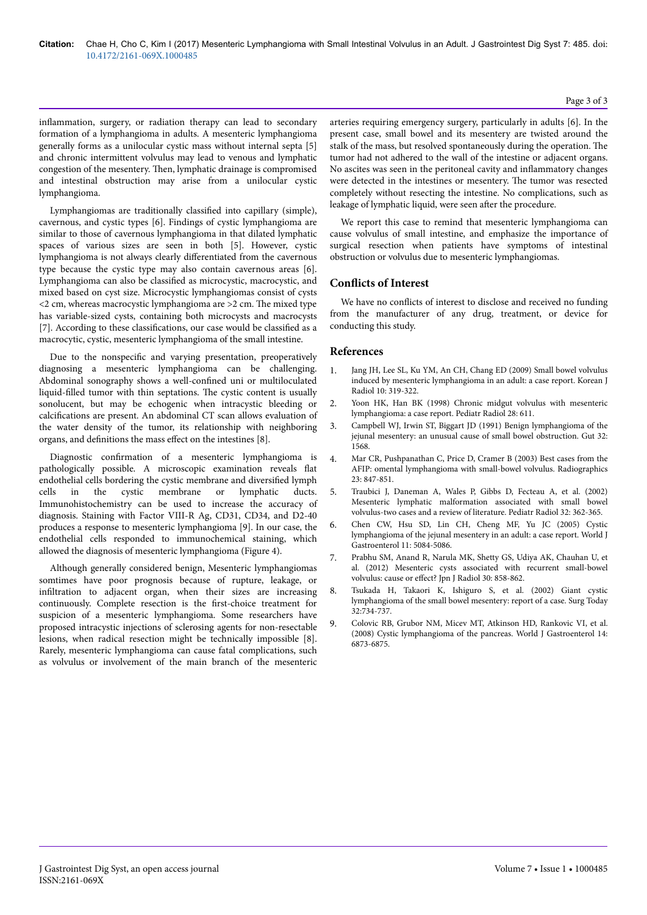inflammation, surgery, or radiation therapy can lead to secondary formation of a lymphangioma in adults. A mesenteric lymphangioma generally forms as a unilocular cystic mass without internal septa [5] and chronic intermittent volvulus may lead to venous and lymphatic congestion of the mesentery. Then, lymphatic drainage is compromised and intestinal obstruction may arise from a unilocular cystic lymphangioma.

Lymphangiomas are traditionally classified into capillary (simple), cavernous, and cystic types [6]. Findings of cystic lymphangioma are similar to those of cavernous lymphangioma in that dilated lymphatic spaces of various sizes are seen in both [5]. However, cystic lymphangioma is not always clearly differentiated from the cavernous type because the cystic type may also contain cavernous areas [6]. Lymphangioma can also be classified as microcystic, macrocystic, and mixed based on cyst size. Microcystic lymphangiomas consist of cysts <2 cm, whereas macrocystic lymphangioma are >2 cm. The mixed type has variable-sized cysts, containing both microcysts and macrocysts [7]. According to these classifications, our case would be classified as a macrocytic, cystic, mesenteric lymphangioma of the small intestine.

Due to the nonspecific and varying presentation, preoperatively diagnosing a mesenteric lymphangioma can be challenging. Abdominal sonography shows a well-confined uni or multiloculated liquid-filled tumor with thin septations. The cystic content is usually sonolucent, but may be echogenic when intracystic bleeding or calcifications are present. An abdominal CT scan allows evaluation of the water density of the tumor, its relationship with neighboring organs, and definitions the mass effect on the intestines [8].

Diagnostic confirmation of a mesenteric lymphangioma is pathologically possible. A microscopic examination reveals flat endothelial cells bordering the cystic membrane and diversified lymph cells in the cystic membrane or lymphatic ducts. Immunohistochemistry can be used to increase the accuracy of diagnosis. Staining with Factor VIII-R Ag, CD31, CD34, and D2-40 produces a response to mesenteric lymphangioma [9]. In our case, the endothelial cells responded to immunochemical staining, which allowed the diagnosis of mesenteric lymphangioma (Figure 4).

Although generally considered benign, Mesenteric lymphangiomas somtimes have poor prognosis because of rupture, leakage, or infiltration to adjacent organ, when their sizes are increasing continuously. Complete resection is the first-choice treatment for suspicion of a mesenteric lymphangioma. Some researchers have proposed intracystic injections of sclerosing agents for non-resectable lesions, when radical resection might be technically impossible [8]. Rarely, mesenteric lymphangioma can cause fatal complications, such as volvulus or involvement of the main branch of the mesenteric arteries requiring emergency surgery, particularly in adults [6]. In the present case, small bowel and its mesentery are twisted around the stalk of the mass, but resolved spontaneously during the operation. The tumor had not adhered to the wall of the intestine or adjacent organs. No ascites was seen in the peritoneal cavity and inflammatory changes were detected in the intestines or mesentery. The tumor was resected completely without resecting the intestine. No complications, such as leakage of lymphatic liquid, were seen after the procedure.

We report this case to remind that mesenteric lymphangioma can cause volvulus of small intestine, and emphasize the importance of surgical resection when patients have symptoms of intestinal obstruction or volvulus due to mesenteric lymphangiomas.

## Conflicts of Interest

We have no conflicts of interest to disclose and received no funding from the manufacturer of any drug, treatment, or device for conducting this study.

## References

1. Jang JH, Lee SL, Ku YM, An CH, Chang ED (2009) Small bowel volvulus induced by mesenteric lymphangioma in an adult: a case report. Korean J Radiol 10: 319-322.
2. Yoon HK, Han BK (1998) Chronic midgut volvulus with mesenteric lymphangioma: a case report. Pediatr Radiol 28: 611.
3. Campbell WJ, Irwin ST, Biggart JD (1991) Benign lymphangioma of the jejunal mesentery: an unusual cause of small bowel obstruction. Gut 32: 1568.
4. Mar CR, Pushpanathan C, Price D, Cramer B (2003) Best cases from the AFIP: omental lymphangioma with small-bowel volvulus. Radiographics 23: 847-851.
5. Traubici J, Daneman A, Wales P, Gibbs D, Fecteau A, et al. (2002) Mesenteric lymphatic malformation associated with small bowel volvulus-two cases and a review of literature. Pediatr Radiol 32: 362-365.
6. Chen CW, Hsu SD, Lin CH, Cheng MF, Yu JC (2005) Cystic lymphangioma of the jejunal mesentery in an adult: a case report. World J Gastroenterol 11: 5084-5086.
7. Prabhu SM, Anand R, Narula MK, Shetty GS, Udiya AK, Chauhan U, et al. (2012) Mesenteric cysts associated with recurrent small-bowel volvulus: cause or effect? Jpn J Radiol 30: 858-862.
8. Tsukada H, Takaori K, Ishiguro S, et al. (2002) Giant cystic lymphangioma of the small bowel mesentery: report of a case. Surg Today 32:734-737.
9. Colovic RB, Grubor NM, Micev MT, Atkinson HD, Rankovic VI, et al. (2008) Cystic lymphangioma of the pancreas. World J Gastroenterol 14: 6873-6875.